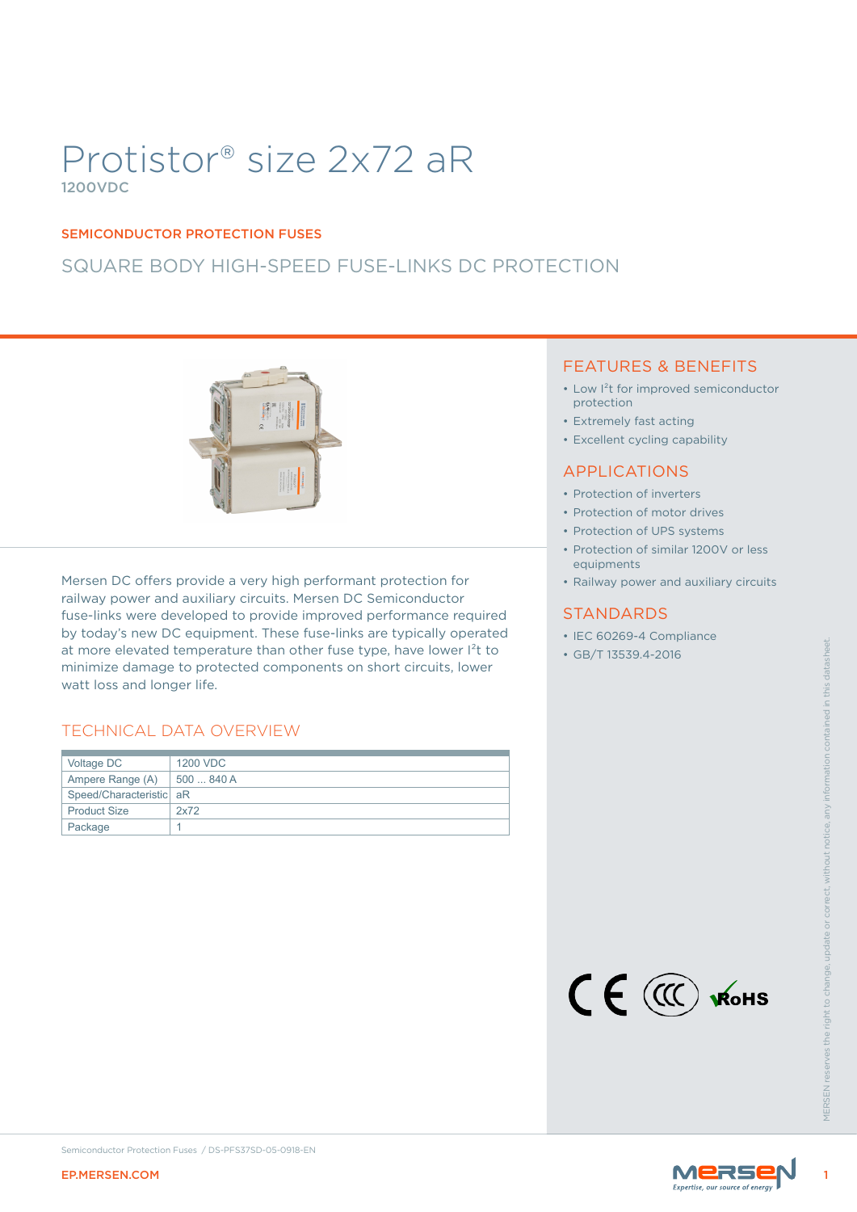# Protistor® size 2x72 aR

1200VDC

## SEMICONDUCTOR PROTECTION FUSES

## SQUARE BODY HIGH-SPEED FUSE-LINKS DC PROTECTION

Mersen DC offers provide a very high performant protection for railway power and auxiliary circuits. Mersen DC Semiconductor fuse-links were developed to provide improved performance required by today's new DC equipment. These fuse-links are typically operated at more elevated temperature than other fuse type, have lower $I^2t$ to minimize damage to protected components on short circuits, lower watt loss and longer life.

## TECHNICAL DATA OVERVIEW

| | |
|---|---|
| Voltage DC | 1200 VDC |
| Ampere Range (A) | 500 ... 840 A |
| Speed/Characteristic | aR |
| Product Size | 2x72 |
| Package | 1 |

## FEATURES & BENEFITS

- Low $I^2t$ for improved semiconductor protection
- Extremely fast acting
- Excellent cycling capability

## APPLICATIONS

- Protection of inverters
- Protection of motor drives
- Protection of UPS systems
- Protection of similar 1200V or less equipments
- Railway power and auxiliary circuits

## STANDARDS

- IEC 60269-4 Compliance
- GB/T 13539.4-2016

MERSEN reserves the right to change, update or correct, without notice, any information contained in this datasheet.

Semiconductor Protection Fuses / DS-PFS37SD-05-0918-EN

EP.MERSEN.COM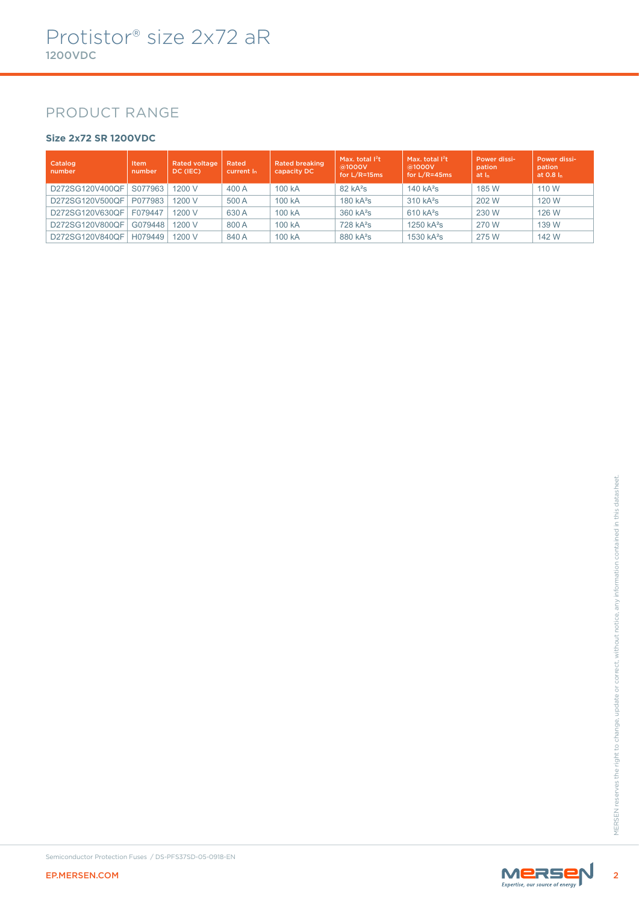# Protistor® size 2x72 aR

**1200VDC**

## PRODUCT RANGE

### Size 2x72 SR 1200VDC

| Catalog number | Item number | Rated voltage DC (IEC) | Rated current $I_n$ | Rated breaking capacity DC | Max. total $I^2t$ @1000V for L/R=15ms | Max. total $I^2t$ @1000V for L/R=45ms | Power dissi-pation at $I_n$ | Power dissi-pation at 0.8 $I_n$ |
|---|---|---|---|---|---|---|---|---|
| D272SG120V400QF | S077963 | 1200 V | 400 A | 100 kA | 82 kA²s | 140 kA²s | 185 W | 110 W |
| D272SG120V500QF | P077983 | 1200 V | 500 A | 100 kA | 180 kA²s | 310 kA²s | 202 W | 120 W |
| D272SG120V630QF | F079447 | 1200 V | 630 A | 100 kA | 360 kA²s | 610 kA²s | 230 W | 126 W |
| D272SG120V800QF | G079448 | 1200 V | 800 A | 100 kA | 728 kA²s | 1250 kA²s | 270 W | 139 W |
| D272SG120V840QF | H079449 | 1200 V | 840 A | 100 kA | 880 kA²s | 1530 kA²s | 275 W | 142 W |

MERSEN reserves the right to change, update or correct, without notice, any information contained in this datasheet.

Semiconductor Protection Fuses / DS-PFS37SD-05-0918-EN

EP.MERSEN.COM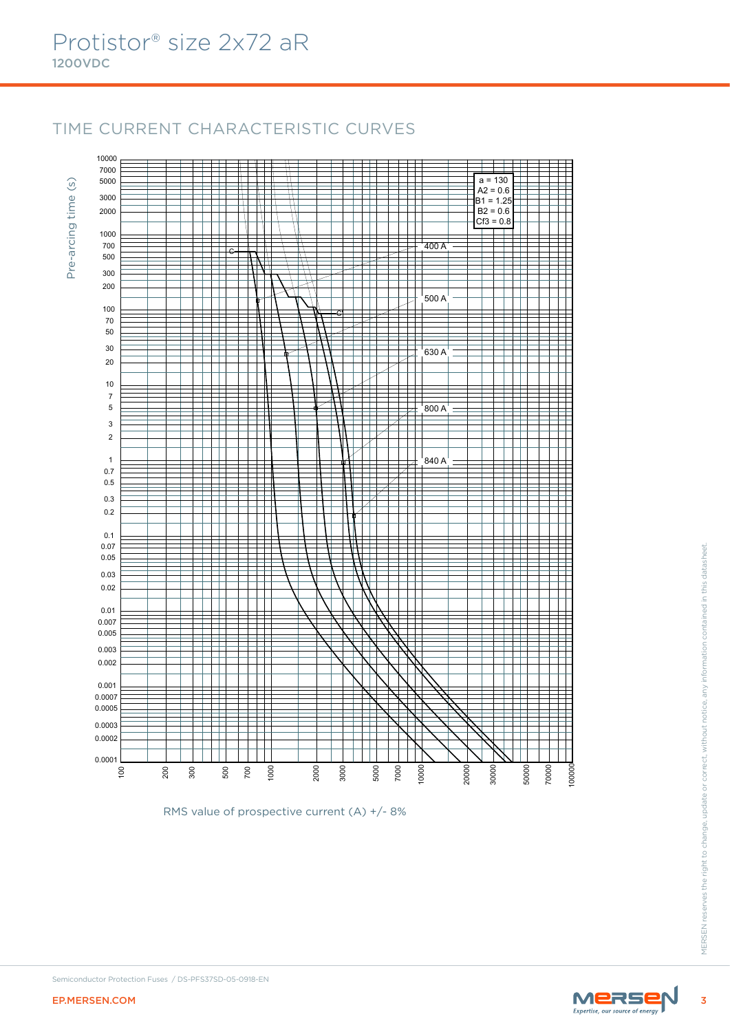# Protistor® size 2x72 aR

**1200VDC**

## TIME CURRENT CHARACTERISTIC CURVES

Pre-arcing time (s)

| a = 130 |
|---|
| A2 = 0.6 |
| B1 = 1.25 |
| B2 = 0.6 |
| Cf3 = 0.8 |

400 A

500 A

630 A

800 A

840 A

RMS value of prospective current (A) +/- 8%

Semiconductor Protection Fuses / DS-PFS37SD-05-0918-EN

EP.MERSEN.COM

MERSEN reserves the right to change, update or correct, without notice, any information contained in this datasheet.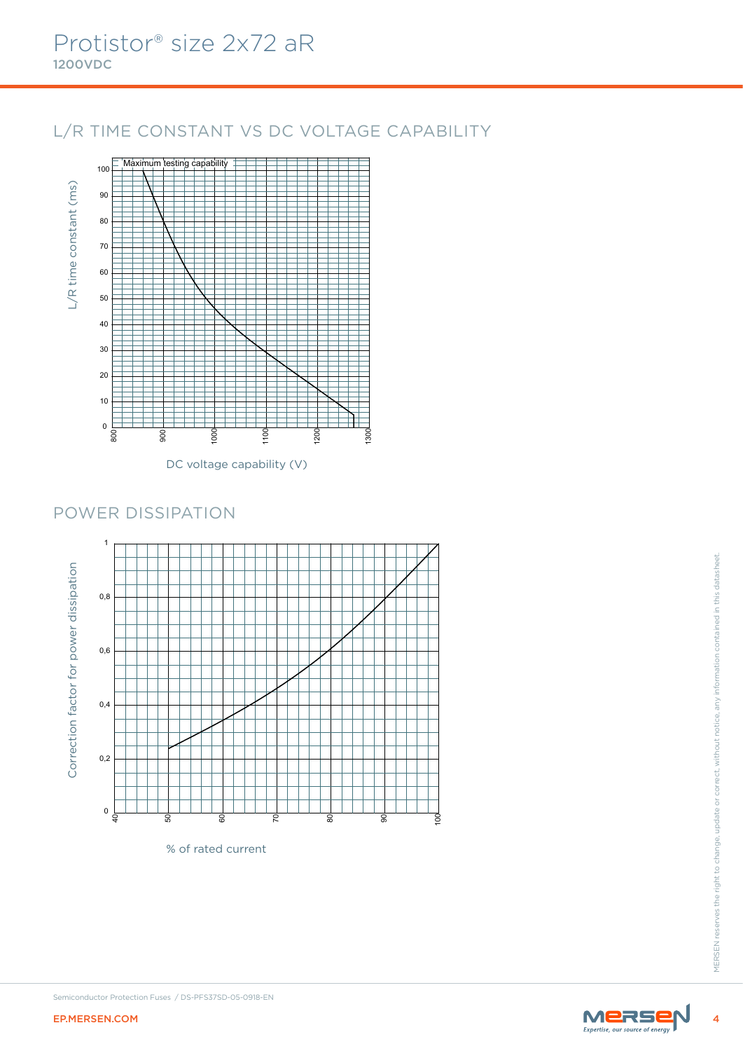# Protistor® size 2x72 aR

**1200VDC**

## L/R TIME CONSTANT VS DC VOLTAGE CAPABILITY

Maximum testing capability

L/R time constant (ms)

DC voltage capability (V)

## POWER DISSIPATION

Correction factor for power dissipation

% of rated current

MERSEN reserves the right to change, update or correct, without notice, any information contained in this datasheet.

Semiconductor Protection Fuses / DS-PFS37SD-05-0918-EN

EP.MERSEN.COM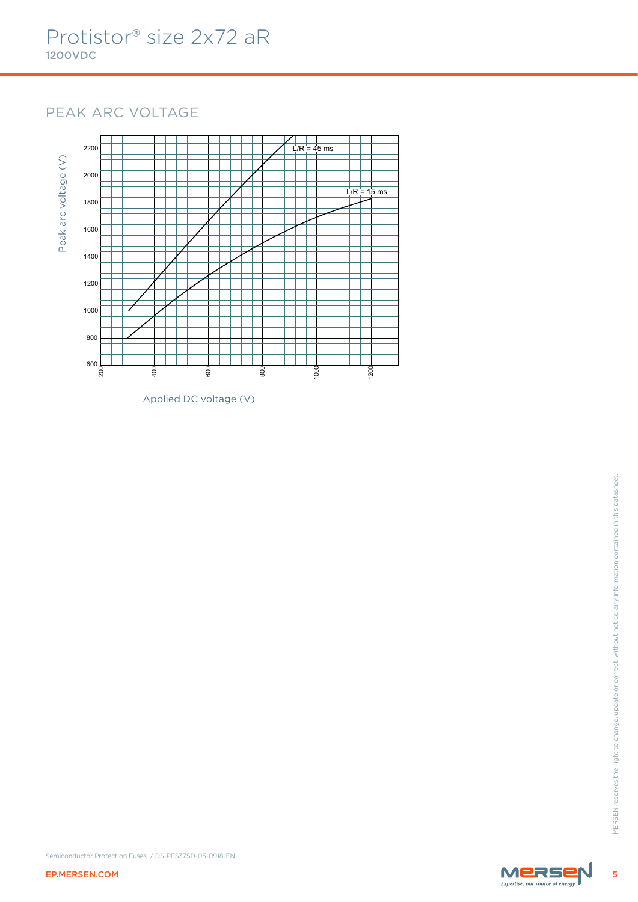# Protistor® size 2x72 aR

**1200VDC**

## PEAK ARC VOLTAGE

Peak arc voltage (V)

2200
2000
1800
1600
1400
1200
1000
800
600

L/R = 45 ms

L/R = 15 ms

200 400 600 800 1000 1200

Applied DC voltage (V)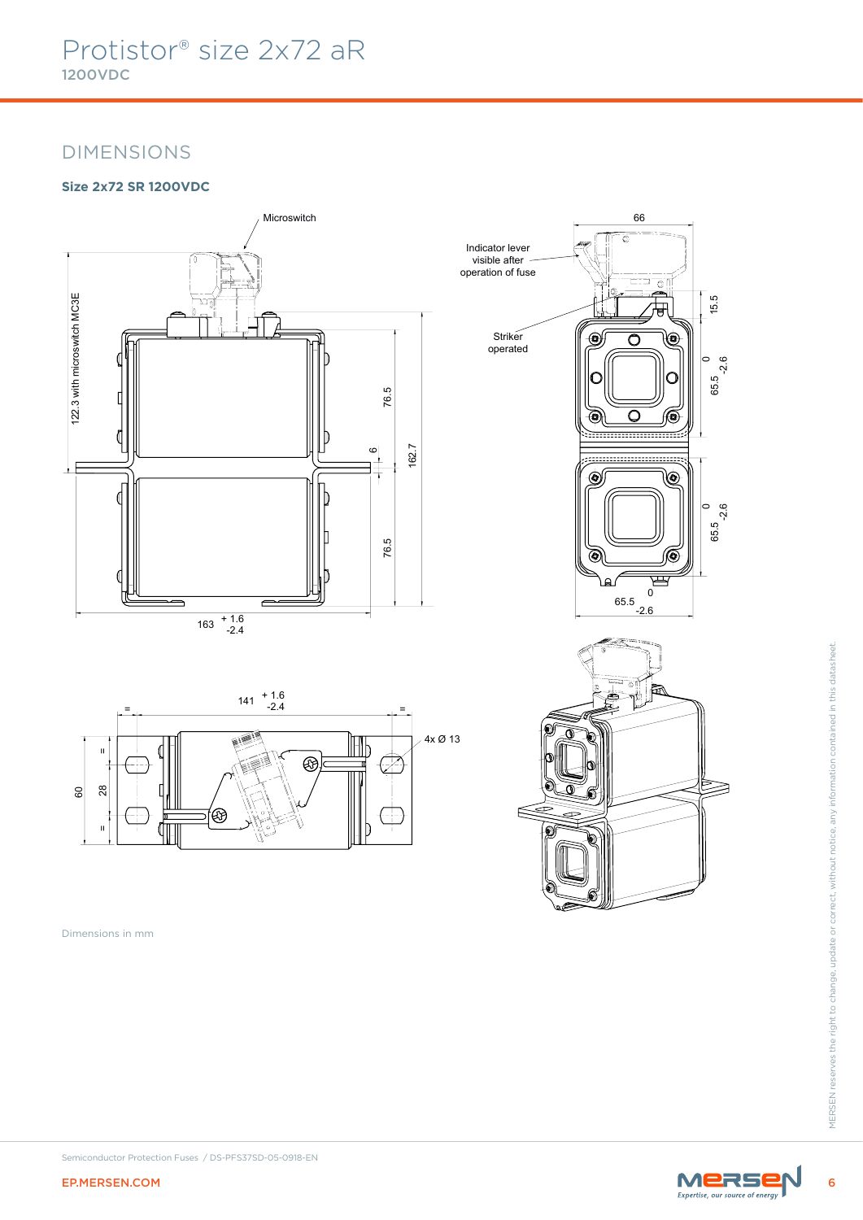# Protistor® size 2x72 aR

**1200VDC**

## DIMENSIONS

### Size 2x72 SR 1200VDC

Microswitch

122.3 with microswitch MC3E

76.5

6

162.7

76.5

163 + 1.6 -2.4

66

Indicator lever visible after operation of fuse

Striker operated

15.5

0 65.5 -2.6

0 65.5 -2.6

0 65.5 -2.6

141 + 1.6 -2.4

4x Ø 13

60

28

Dimensions in mm

MERSEN reserves the right to change, update or correct, without notice, any information contained in this datasheet.

Semiconductor Protection Fuses / DS-PFS37SD-05-0918-EN

EP.MERSEN.COM